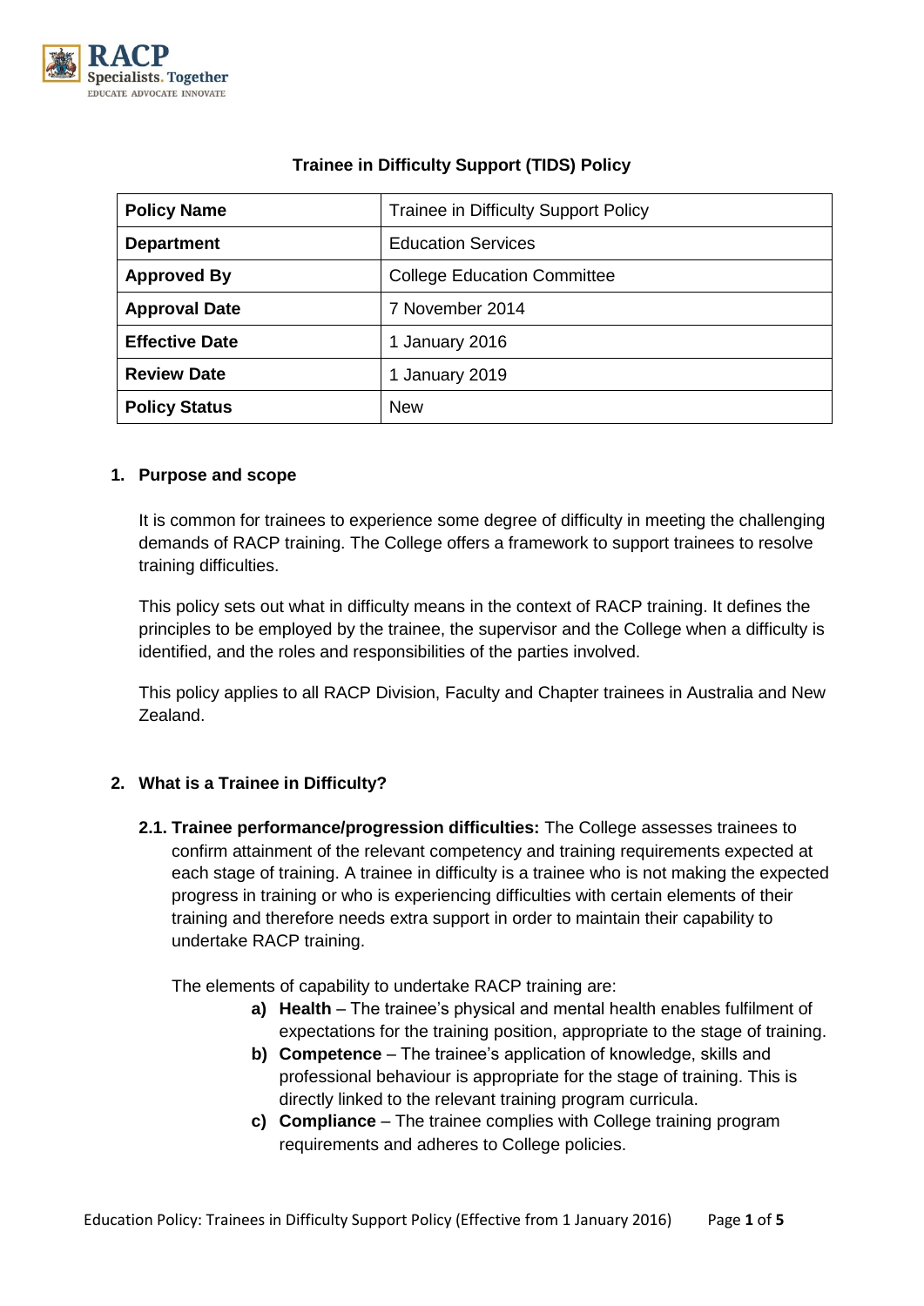# Trainee in Difficulty Support (TIDS) Policy

| **Policy Name** | Trainee in Difficulty Support Policy |
|---|---|
| **Department** | Education Services |
| **Approved By** | College Education Committee |
| **Approval Date** | 7 November 2014 |
| **Effective Date** | 1 January 2016 |
| **Review Date** | 1 January 2019 |
| **Policy Status** | New |

## 1. Purpose and scope

It is common for trainees to experience some degree of difficulty in meeting the challenging demands of RACP training. The College offers a framework to support trainees to resolve training difficulties.

This policy sets out what in difficulty means in the context of RACP training. It defines the principles to be employed by the trainee, the supervisor and the College when a difficulty is identified, and the roles and responsibilities of the parties involved.

This policy applies to all RACP Division, Faculty and Chapter trainees in Australia and New Zealand.

## 2. What is a Trainee in Difficulty?

**2.1. Trainee performance/progression difficulties:** The College assesses trainees to confirm attainment of the relevant competency and training requirements expected at each stage of training. A trainee in difficulty is a trainee who is not making the expected progress in training or who is experiencing difficulties with certain elements of their training and therefore needs extra support in order to maintain their capability to undertake RACP training.

The elements of capability to undertake RACP training are:

- **a) Health** – The trainee's physical and mental health enables fulfilment of expectations for the training position, appropriate to the stage of training.
- **b) Competence** – The trainee's application of knowledge, skills and professional behaviour is appropriate for the stage of training. This is directly linked to the relevant training program curricula.
- **c) Compliance** – The trainee complies with College training program requirements and adheres to College policies.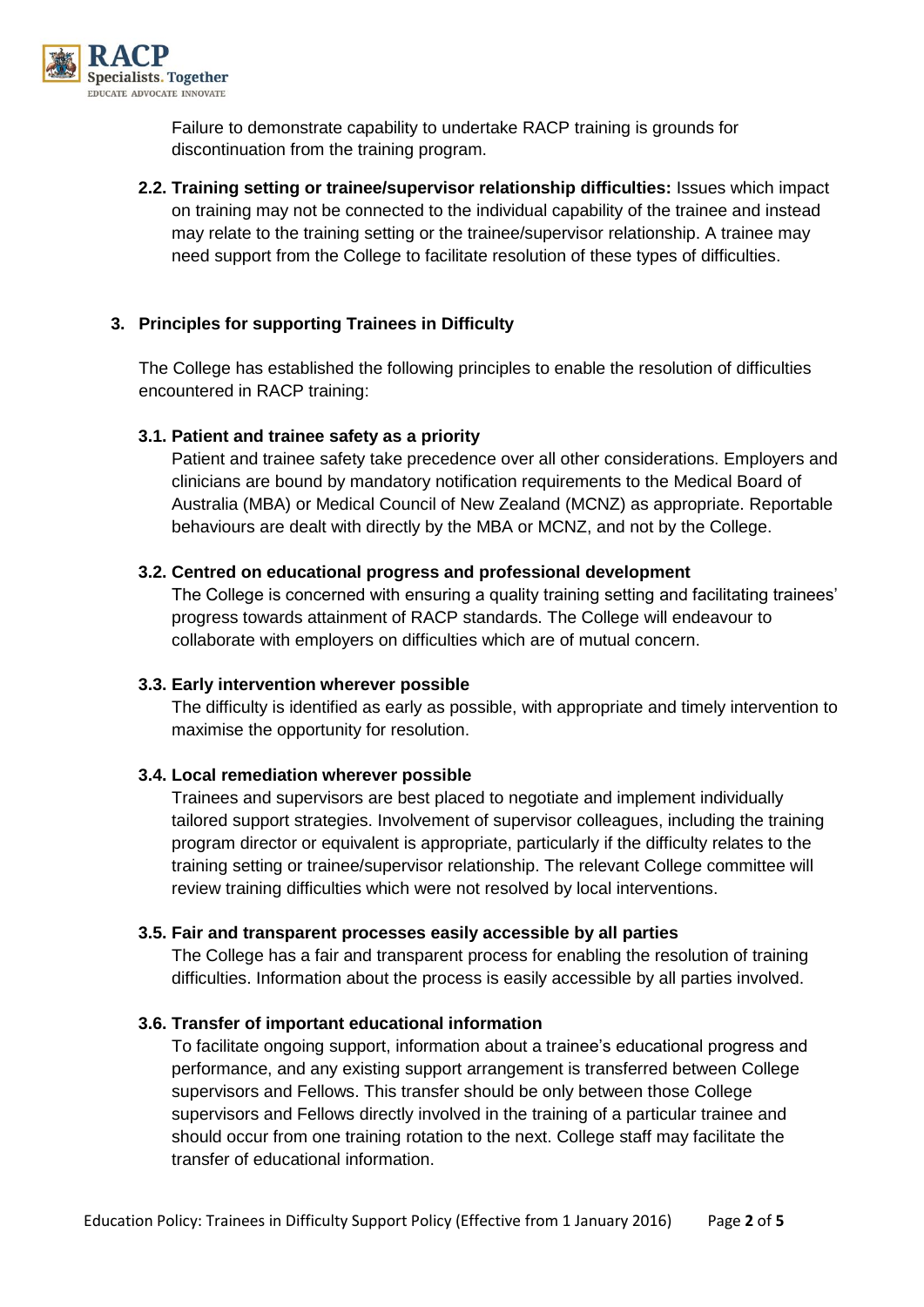Failure to demonstrate capability to undertake RACP training is grounds for discontinuation from the training program.

**2.2. Training setting or trainee/supervisor relationship difficulties:** Issues which impact on training may not be connected to the individual capability of the trainee and instead may relate to the training setting or the trainee/supervisor relationship. A trainee may need support from the College to facilitate resolution of these types of difficulties.

## 3. Principles for supporting Trainees in Difficulty

The College has established the following principles to enable the resolution of difficulties encountered in RACP training:

### 3.1. Patient and trainee safety as a priority

Patient and trainee safety take precedence over all other considerations. Employers and clinicians are bound by mandatory notification requirements to the Medical Board of Australia (MBA) or Medical Council of New Zealand (MCNZ) as appropriate. Reportable behaviours are dealt with directly by the MBA or MCNZ, and not by the College.

### 3.2. Centred on educational progress and professional development

The College is concerned with ensuring a quality training setting and facilitating trainees' progress towards attainment of RACP standards. The College will endeavour to collaborate with employers on difficulties which are of mutual concern.

### 3.3. Early intervention wherever possible

The difficulty is identified as early as possible, with appropriate and timely intervention to maximise the opportunity for resolution.

### 3.4. Local remediation wherever possible

Trainees and supervisors are best placed to negotiate and implement individually tailored support strategies. Involvement of supervisor colleagues, including the training program director or equivalent is appropriate, particularly if the difficulty relates to the training setting or trainee/supervisor relationship. The relevant College committee will review training difficulties which were not resolved by local interventions.

### 3.5. Fair and transparent processes easily accessible by all parties

The College has a fair and transparent process for enabling the resolution of training difficulties. Information about the process is easily accessible by all parties involved.

### 3.6. Transfer of important educational information

To facilitate ongoing support, information about a trainee's educational progress and performance, and any existing support arrangement is transferred between College supervisors and Fellows. This transfer should be only between those College supervisors and Fellows directly involved in the training of a particular trainee and should occur from one training rotation to the next. College staff may facilitate the transfer of educational information.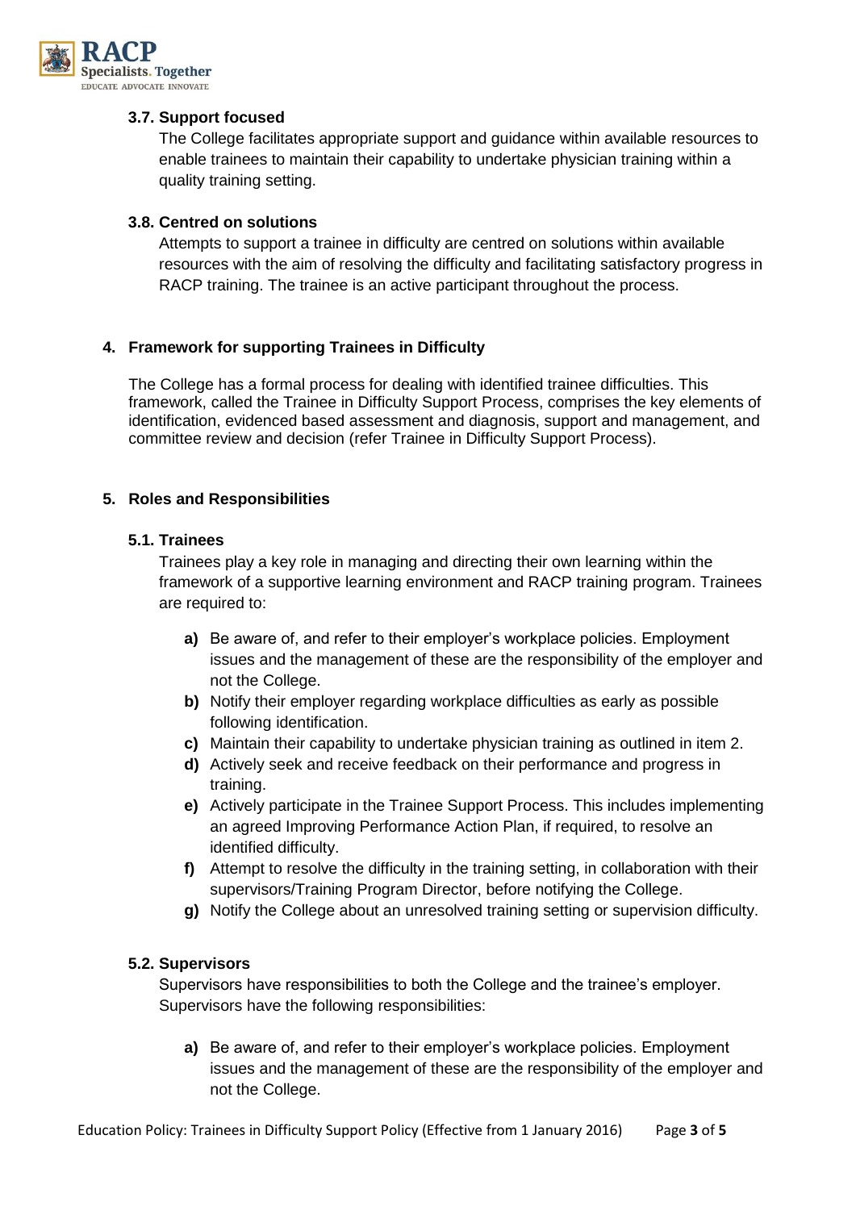### 3.7. Support focused

The College facilitates appropriate support and guidance within available resources to enable trainees to maintain their capability to undertake physician training within a quality training setting.

### 3.8. Centred on solutions

Attempts to support a trainee in difficulty are centred on solutions within available resources with the aim of resolving the difficulty and facilitating satisfactory progress in RACP training. The trainee is an active participant throughout the process.

## 4. Framework for supporting Trainees in Difficulty

The College has a formal process for dealing with identified trainee difficulties. This framework, called the Trainee in Difficulty Support Process, comprises the key elements of identification, evidenced based assessment and diagnosis, support and management, and committee review and decision (refer Trainee in Difficulty Support Process).

## 5. Roles and Responsibilities

### 5.1. Trainees

Trainees play a key role in managing and directing their own learning within the framework of a supportive learning environment and RACP training program. Trainees are required to:

- **a)** Be aware of, and refer to their employer's workplace policies. Employment issues and the management of these are the responsibility of the employer and not the College.
- **b)** Notify their employer regarding workplace difficulties as early as possible following identification.
- **c)** Maintain their capability to undertake physician training as outlined in item 2.
- **d)** Actively seek and receive feedback on their performance and progress in training.
- **e)** Actively participate in the Trainee Support Process. This includes implementing an agreed Improving Performance Action Plan, if required, to resolve an identified difficulty.
- **f)** Attempt to resolve the difficulty in the training setting, in collaboration with their supervisors/Training Program Director, before notifying the College.
- **g)** Notify the College about an unresolved training setting or supervision difficulty.

### 5.2. Supervisors

Supervisors have responsibilities to both the College and the trainee's employer. Supervisors have the following responsibilities:

- **a)** Be aware of, and refer to their employer's workplace policies. Employment issues and the management of these are the responsibility of the employer and not the College.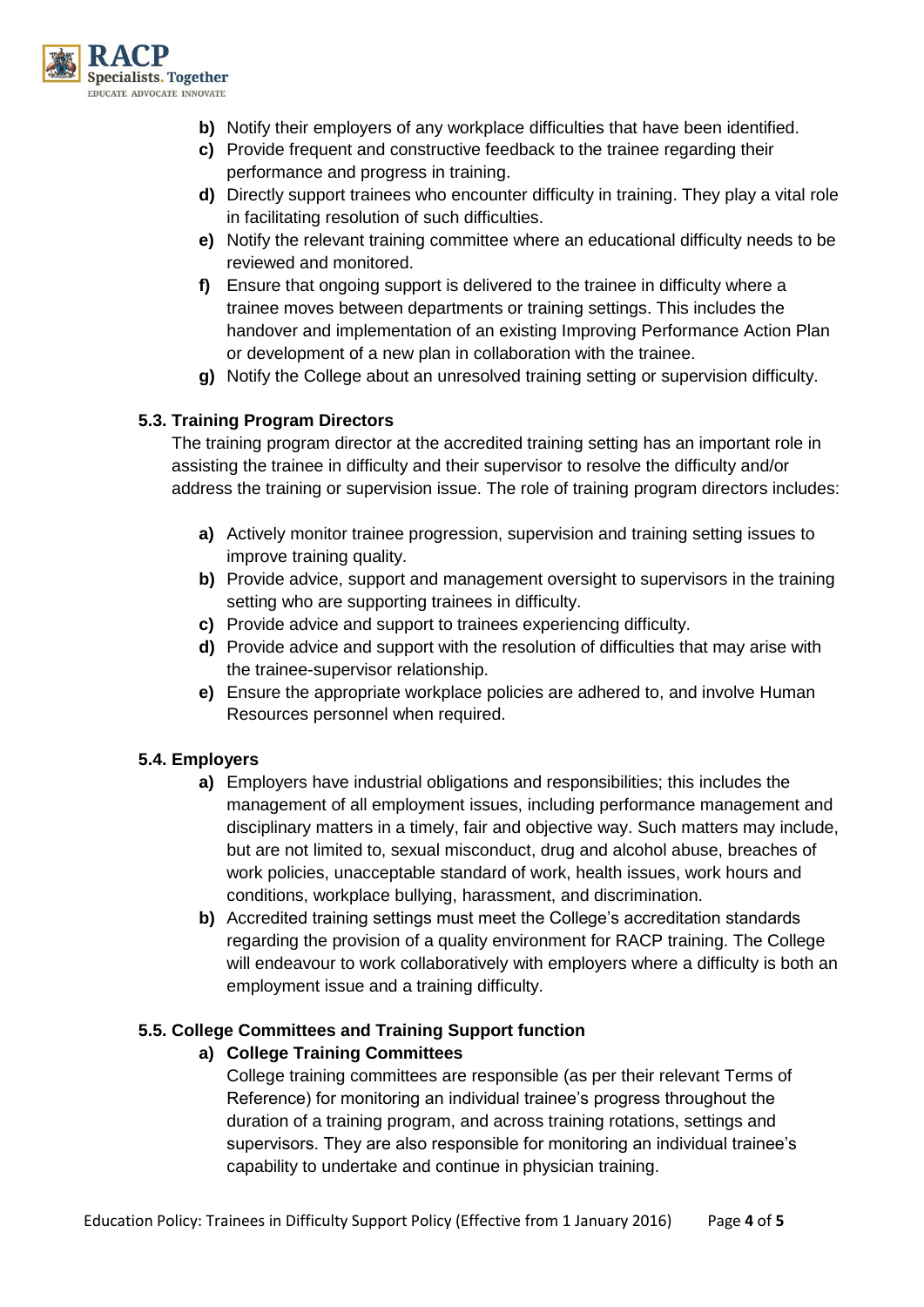- **b)** Notify their employers of any workplace difficulties that have been identified.
- **c)** Provide frequent and constructive feedback to the trainee regarding their performance and progress in training.
- **d)** Directly support trainees who encounter difficulty in training. They play a vital role in facilitating resolution of such difficulties.
- **e)** Notify the relevant training committee where an educational difficulty needs to be reviewed and monitored.
- **f)** Ensure that ongoing support is delivered to the trainee in difficulty where a trainee moves between departments or training settings. This includes the handover and implementation of an existing Improving Performance Action Plan or development of a new plan in collaboration with the trainee.
- **g)** Notify the College about an unresolved training setting or supervision difficulty.

### 5.3. Training Program Directors

The training program director at the accredited training setting has an important role in assisting the trainee in difficulty and their supervisor to resolve the difficulty and/or address the training or supervision issue. The role of training program directors includes:

- **a)** Actively monitor trainee progression, supervision and training setting issues to improve training quality.
- **b)** Provide advice, support and management oversight to supervisors in the training setting who are supporting trainees in difficulty.
- **c)** Provide advice and support to trainees experiencing difficulty.
- **d)** Provide advice and support with the resolution of difficulties that may arise with the trainee-supervisor relationship.
- **e)** Ensure the appropriate workplace policies are adhered to, and involve Human Resources personnel when required.

### 5.4. Employers

- **a)** Employers have industrial obligations and responsibilities; this includes the management of all employment issues, including performance management and disciplinary matters in a timely, fair and objective way. Such matters may include, but are not limited to, sexual misconduct, drug and alcohol abuse, breaches of work policies, unacceptable standard of work, health issues, work hours and conditions, workplace bullying, harassment, and discrimination.
- **b)** Accredited training settings must meet the College's accreditation standards regarding the provision of a quality environment for RACP training. The College will endeavour to work collaboratively with employers where a difficulty is both an employment issue and a training difficulty.

### 5.5. College Committees and Training Support function

**a) College Training Committees**

College training committees are responsible (as per their relevant Terms of Reference) for monitoring an individual trainee's progress throughout the duration of a training program, and across training rotations, settings and supervisors. They are also responsible for monitoring an individual trainee's capability to undertake and continue in physician training.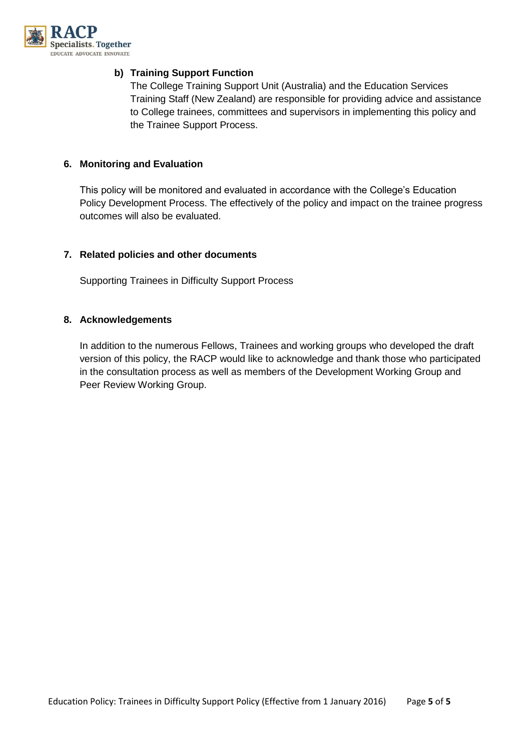**b) Training Support Function**

The College Training Support Unit (Australia) and the Education Services Training Staff (New Zealand) are responsible for providing advice and assistance to College trainees, committees and supervisors in implementing this policy and the Trainee Support Process.

## 6. Monitoring and Evaluation

This policy will be monitored and evaluated in accordance with the College's Education Policy Development Process. The effectively of the policy and impact on the trainee progress outcomes will also be evaluated.

## 7. Related policies and other documents

Supporting Trainees in Difficulty Support Process

## 8. Acknowledgements

In addition to the numerous Fellows, Trainees and working groups who developed the draft version of this policy, the RACP would like to acknowledge and thank those who participated in the consultation process as well as members of the Development Working Group and Peer Review Working Group.